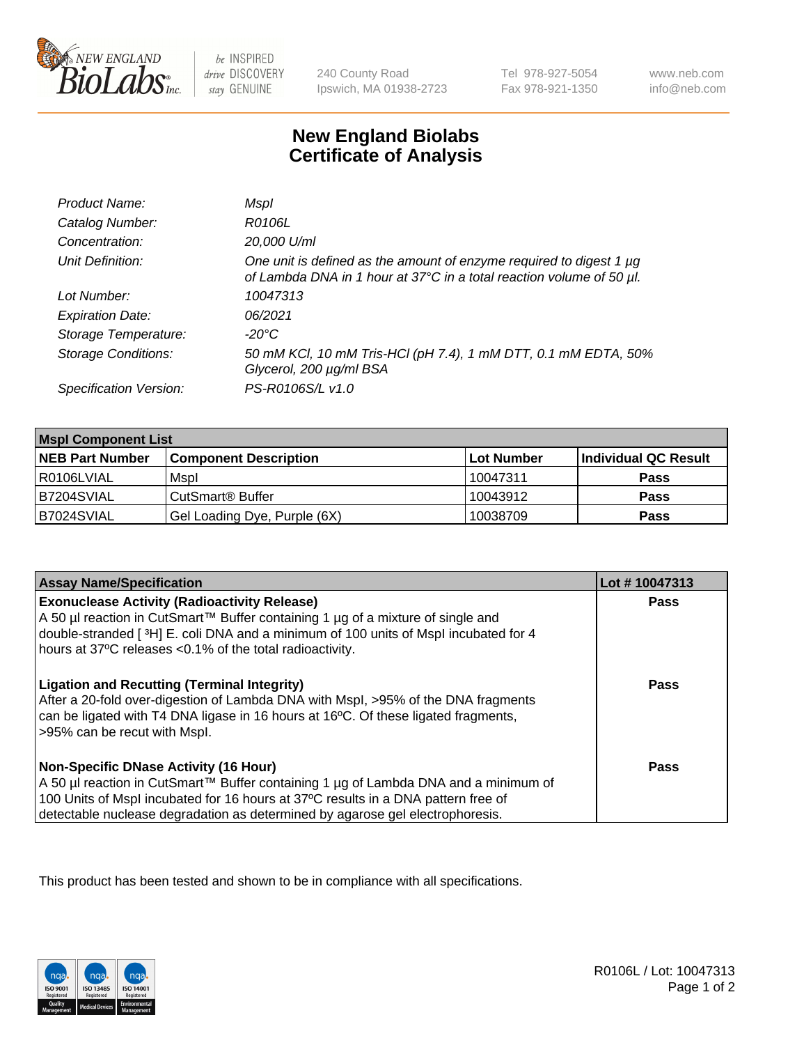# New England Biolabs
# Certificate of Analysis

| | |
|---|---|
| *Product Name:* | *MspI* |
| *Catalog Number:* | *R0106L* |
| *Concentration:* | *20,000 U/ml* |
| *Unit Definition:* | *One unit is defined as the amount of enzyme required to digest 1 µg of Lambda DNA in 1 hour at 37°C in a total reaction volume of 50 µl.* |
| *Lot Number:* | *10047313* |
| *Expiration Date:* | *06/2021* |
| *Storage Temperature:* | *-20°C* |
| *Storage Conditions:* | *50 mM KCl, 10 mM Tris-HCl (pH 7.4), 1 mM DTT, 0.1 mM EDTA, 50% Glycerol, 200 µg/ml BSA* |
| *Specification Version:* | *PS-R0106S/L v1.0* |

| **MspI Component List** | | | |
|---|---|---|---|
| **NEB Part Number** | **Component Description** | **Lot Number** | **Individual QC Result** |
| R0106LVIAL | MspI | 10047311 | **Pass** |
| B7204SVIAL | CutSmart® Buffer | 10043912 | **Pass** |
| B7024SVIAL | Gel Loading Dye, Purple (6X) | 10038709 | **Pass** |

| **Assay Name/Specification** | **Lot # 10047313** |
|---|---|
| **Exonuclease Activity (Radioactivity Release)**<br>A 50 µl reaction in CutSmart™ Buffer containing 1 µg of a mixture of single and double-stranded [ $^3$H] E. coli DNA and a minimum of 100 units of MspI incubated for 4 hours at 37ºC releases <0.1% of the total radioactivity. | **Pass** |
| **Ligation and Recutting (Terminal Integrity)**<br>After a 20-fold over-digestion of Lambda DNA with MspI, >95% of the DNA fragments can be ligated with T4 DNA ligase in 16 hours at 16ºC. Of these ligated fragments, >95% can be recut with MspI. | **Pass** |
| **Non-Specific DNase Activity (16 Hour)**<br>A 50 µl reaction in CutSmart™ Buffer containing 1 µg of Lambda DNA and a minimum of 100 Units of MspI incubated for 16 hours at 37ºC results in a DNA pattern free of detectable nuclease degradation as determined by agarose gel electrophoresis. | **Pass** |

This product has been tested and shown to be in compliance with all specifications.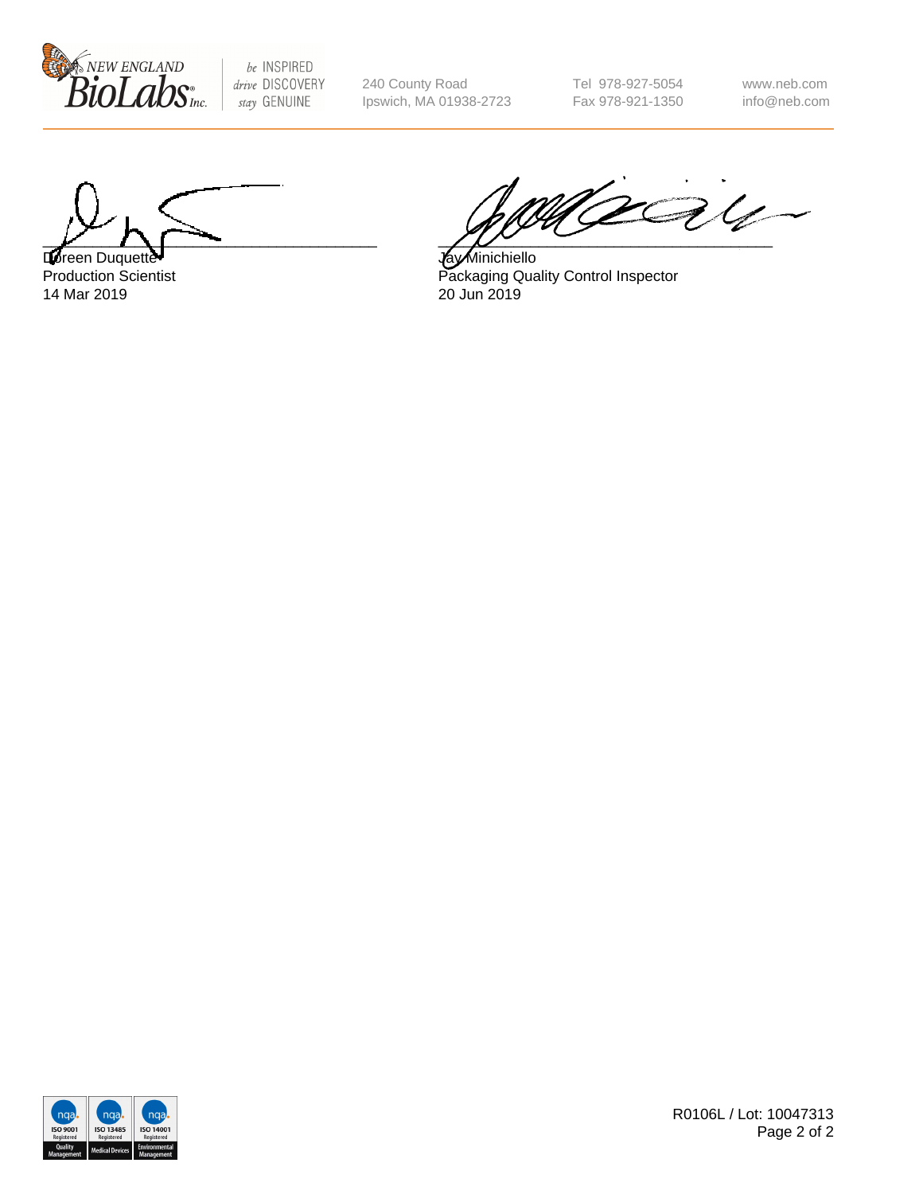Doreen Duquette
Production Scientist
14 Mar 2019

Jay Minichiello
Packaging Quality Control Inspector
20 Jun 2019

R0106L / Lot: 10047313